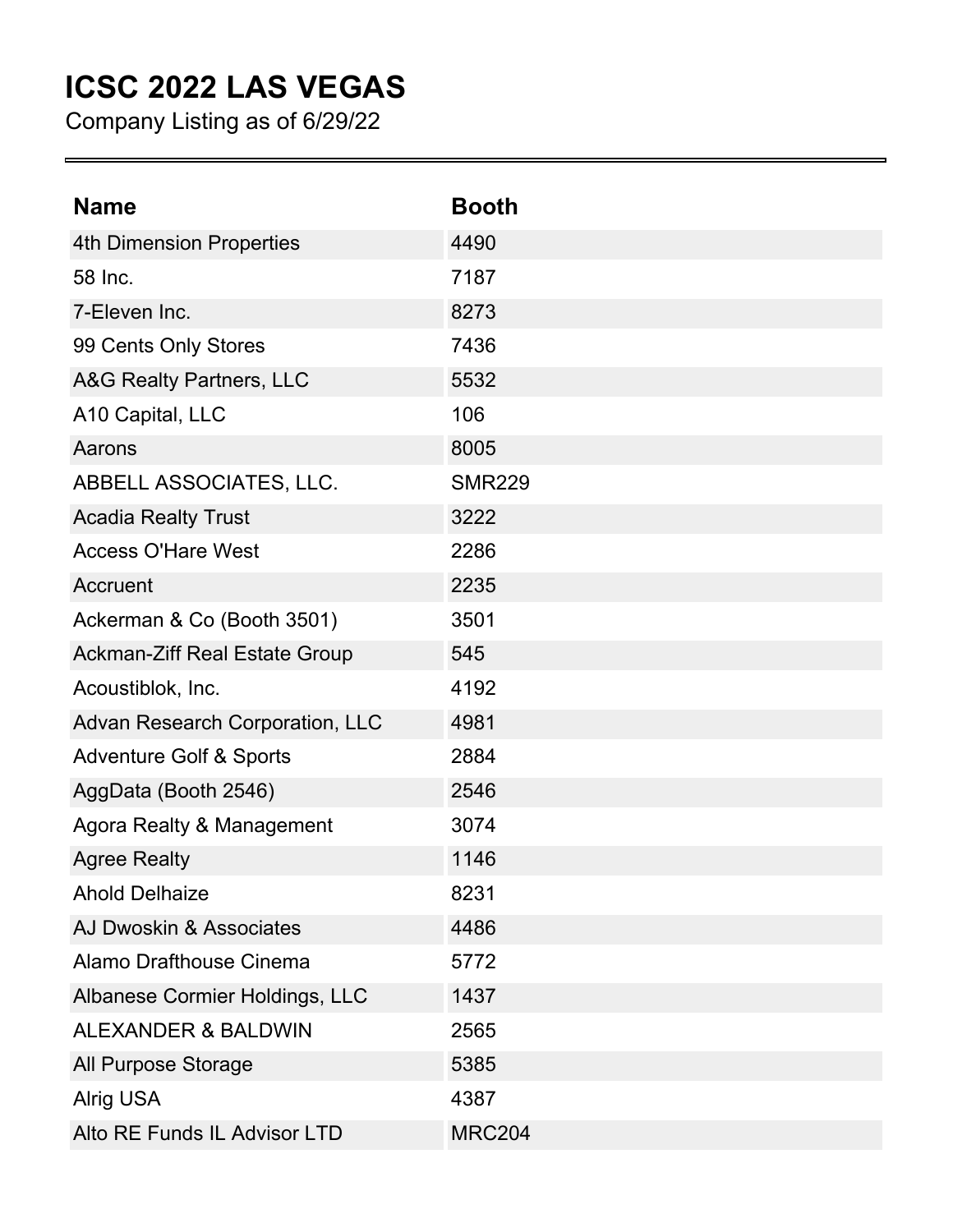# ICSC 2022 LAS VEGAS

Company Listing as of 6/29/22

| Name | Booth |
| --- | --- |
| 4th Dimension Properties | 4490 |
| 58 Inc. | 7187 |
| 7-Eleven Inc. | 8273 |
| 99 Cents Only Stores | 7436 |
| A&G Realty Partners, LLC | 5532 |
| A10 Capital, LLC | 106 |
| Aarons | 8005 |
| ABBELL ASSOCIATES, LLC. | SMR229 |
| Acadia Realty Trust | 3222 |
| Access O'Hare West | 2286 |
| Accruent | 2235 |
| Ackerman & Co (Booth 3501) | 3501 |
| Ackman-Ziff Real Estate Group | 545 |
| Acoustiblok, Inc. | 4192 |
| Advan Research Corporation, LLC | 4981 |
| Adventure Golf & Sports | 2884 |
| AggData (Booth 2546) | 2546 |
| Agora Realty & Management | 3074 |
| Agree Realty | 1146 |
| Ahold Delhaize | 8231 |
| AJ Dwoskin & Associates | 4486 |
| Alamo Drafthouse Cinema | 5772 |
| Albanese Cormier Holdings, LLC | 1437 |
| ALEXANDER & BALDWIN | 2565 |
| All Purpose Storage | 5385 |
| Alrig USA | 4387 |
| Alto RE Funds IL Advisor LTD | MRC204 |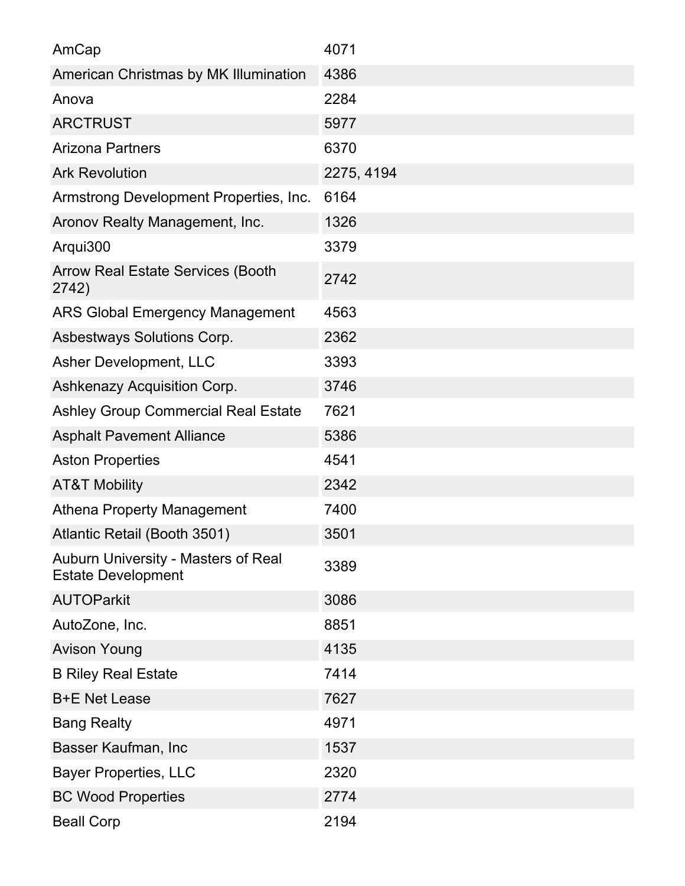| | |
|---|---|
| AmCap | 4071 |
| American Christmas by MK Illumination | 4386 |
| Anova | 2284 |
| ARCTRUST | 5977 |
| Arizona Partners | 6370 |
| Ark Revolution | 2275, 4194 |
| Armstrong Development Properties, Inc. | 6164 |
| Aronov Realty Management, Inc. | 1326 |
| Arqui300 | 3379 |
| Arrow Real Estate Services (Booth 2742) | 2742 |
| ARS Global Emergency Management | 4563 |
| Asbestways Solutions Corp. | 2362 |
| Asher Development, LLC | 3393 |
| Ashkenazy Acquisition Corp. | 3746 |
| Ashley Group Commercial Real Estate | 7621 |
| Asphalt Pavement Alliance | 5386 |
| Aston Properties | 4541 |
| AT&T Mobility | 2342 |
| Athena Property Management | 7400 |
| Atlantic Retail (Booth 3501) | 3501 |
| Auburn University - Masters of Real Estate Development | 3389 |
| AUTOParkit | 3086 |
| AutoZone, Inc. | 8851 |
| Avison Young | 4135 |
| B Riley Real Estate | 7414 |
| B+E Net Lease | 7627 |
| Bang Realty | 4971 |
| Basser Kaufman, Inc | 1537 |
| Bayer Properties, LLC | 2320 |
| BC Wood Properties | 2774 |
| Beall Corp | 2194 |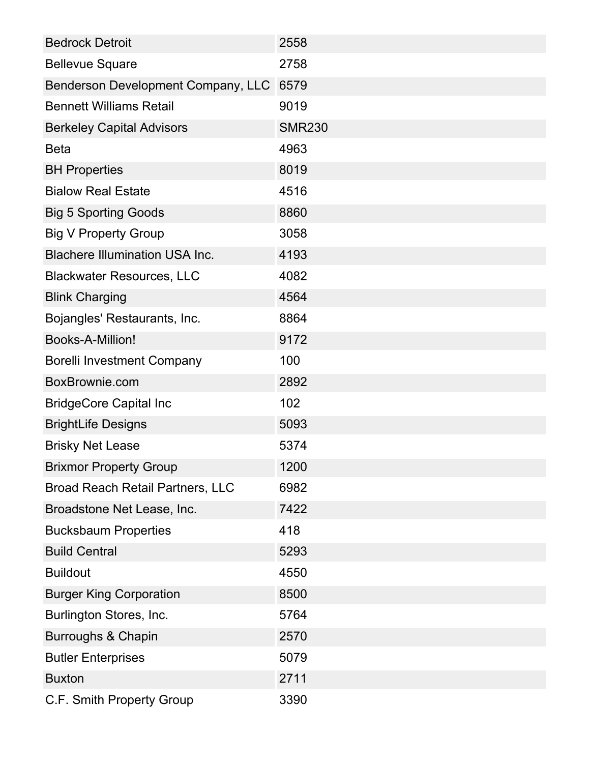| | |
|---|---|
| Bedrock Detroit | 2558 |
| Bellevue Square | 2758 |
| Benderson Development Company, LLC | 6579 |
| Bennett Williams Retail | 9019 |
| Berkeley Capital Advisors | SMR230 |
| Beta | 4963 |
| BH Properties | 8019 |
| Bialow Real Estate | 4516 |
| Big 5 Sporting Goods | 8860 |
| Big V Property Group | 3058 |
| Blachere Illumination USA Inc. | 4193 |
| Blackwater Resources, LLC | 4082 |
| Blink Charging | 4564 |
| Bojangles' Restaurants, Inc. | 8864 |
| Books-A-Million! | 9172 |
| Borelli Investment Company | 100 |
| BoxBrownie.com | 2892 |
| BridgeCore Capital Inc | 102 |
| BrightLife Designs | 5093 |
| Brisky Net Lease | 5374 |
| Brixmor Property Group | 1200 |
| Broad Reach Retail Partners, LLC | 6982 |
| Broadstone Net Lease, Inc. | 7422 |
| Bucksbaum Properties | 418 |
| Build Central | 5293 |
| Buildout | 4550 |
| Burger King Corporation | 8500 |
| Burlington Stores, Inc. | 5764 |
| Burroughs & Chapin | 2570 |
| Butler Enterprises | 5079 |
| Buxton | 2711 |
| C.F. Smith Property Group | 3390 |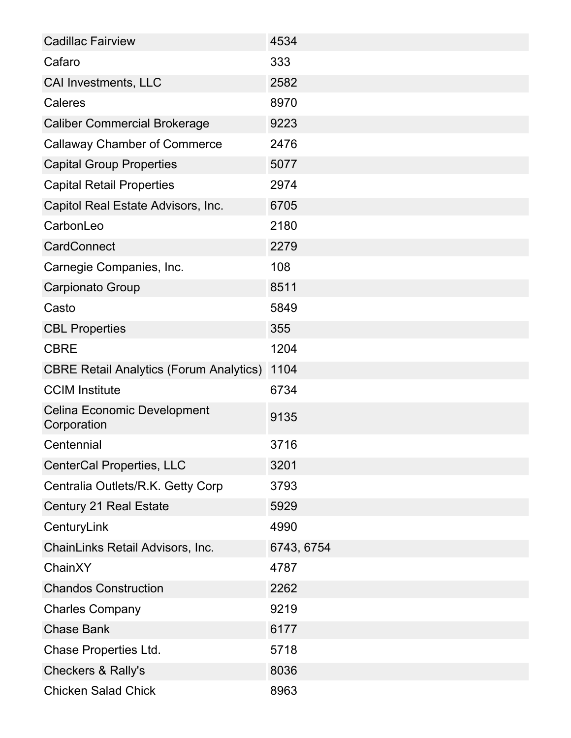| | |
|---|---|
| Cadillac Fairview | 4534 |
| Cafaro | 333 |
| CAI Investments, LLC | 2582 |
| Caleres | 8970 |
| Caliber Commercial Brokerage | 9223 |
| Callaway Chamber of Commerce | 2476 |
| Capital Group Properties | 5077 |
| Capital Retail Properties | 2974 |
| Capitol Real Estate Advisors, Inc. | 6705 |
| CarbonLeo | 2180 |
| CardConnect | 2279 |
| Carnegie Companies, Inc. | 108 |
| Carpionato Group | 8511 |
| Casto | 5849 |
| CBL Properties | 355 |
| CBRE | 1204 |
| CBRE Retail Analytics (Forum Analytics) | 1104 |
| CCIM Institute | 6734 |
| Celina Economic Development Corporation | 9135 |
| Centennial | 3716 |
| CenterCal Properties, LLC | 3201 |
| Centralia Outlets/R.K. Getty Corp | 3793 |
| Century 21 Real Estate | 5929 |
| CenturyLink | 4990 |
| ChainLinks Retail Advisors, Inc. | 6743, 6754 |
| ChainXY | 4787 |
| Chandos Construction | 2262 |
| Charles Company | 9219 |
| Chase Bank | 6177 |
| Chase Properties Ltd. | 5718 |
| Checkers & Rally's | 8036 |
| Chicken Salad Chick | 8963 |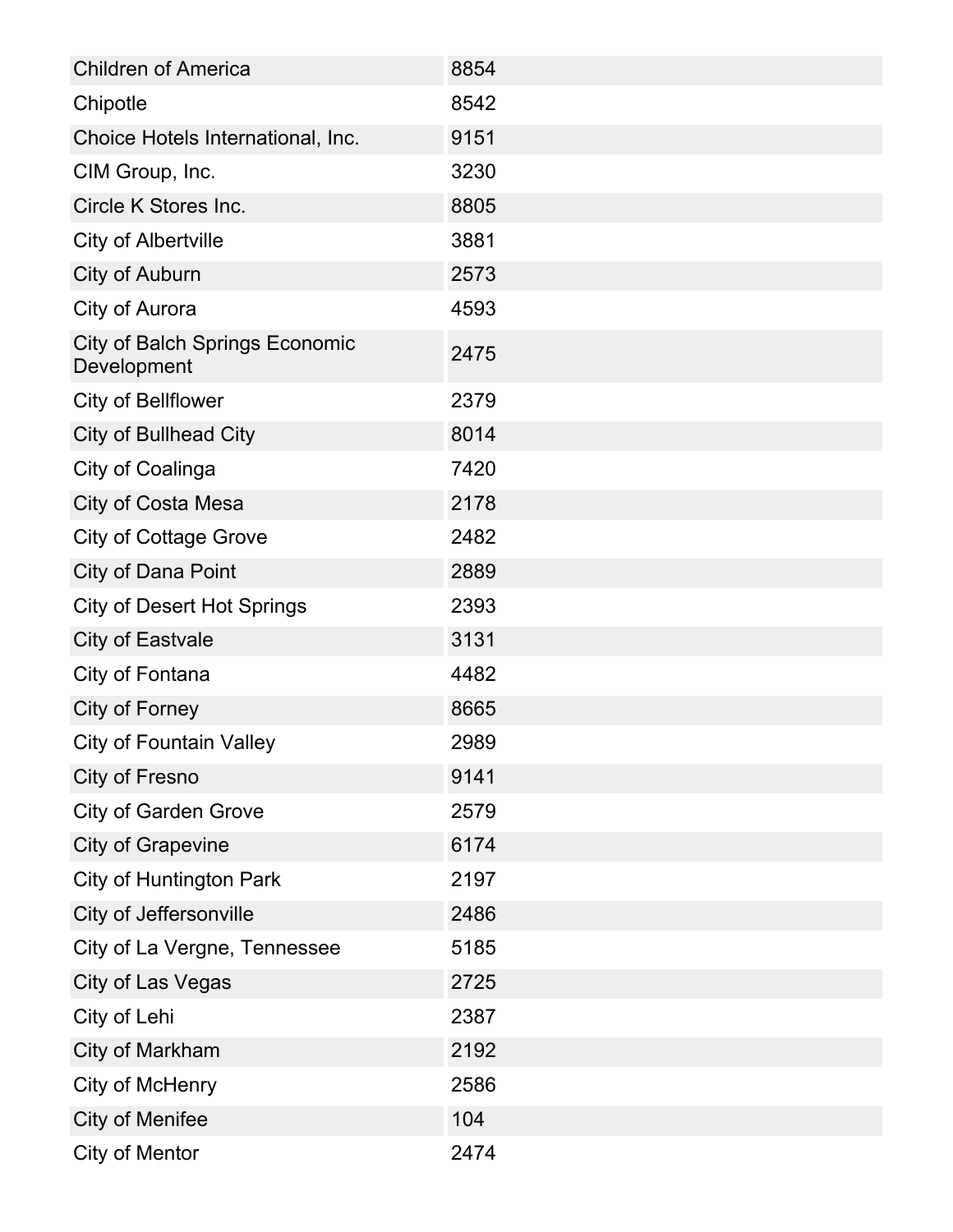| | |
|---|---|
| Children of America | 8854 |
| Chipotle | 8542 |
| Choice Hotels International, Inc. | 9151 |
| CIM Group, Inc. | 3230 |
| Circle K Stores Inc. | 8805 |
| City of Albertville | 3881 |
| City of Auburn | 2573 |
| City of Aurora | 4593 |
| City of Balch Springs Economic Development | 2475 |
| City of Bellflower | 2379 |
| City of Bullhead City | 8014 |
| City of Coalinga | 7420 |
| City of Costa Mesa | 2178 |
| City of Cottage Grove | 2482 |
| City of Dana Point | 2889 |
| City of Desert Hot Springs | 2393 |
| City of Eastvale | 3131 |
| City of Fontana | 4482 |
| City of Forney | 8665 |
| City of Fountain Valley | 2989 |
| City of Fresno | 9141 |
| City of Garden Grove | 2579 |
| City of Grapevine | 6174 |
| City of Huntington Park | 2197 |
| City of Jeffersonville | 2486 |
| City of La Vergne, Tennessee | 5185 |
| City of Las Vegas | 2725 |
| City of Lehi | 2387 |
| City of Markham | 2192 |
| City of McHenry | 2586 |
| City of Menifee | 104 |
| City of Mentor | 2474 |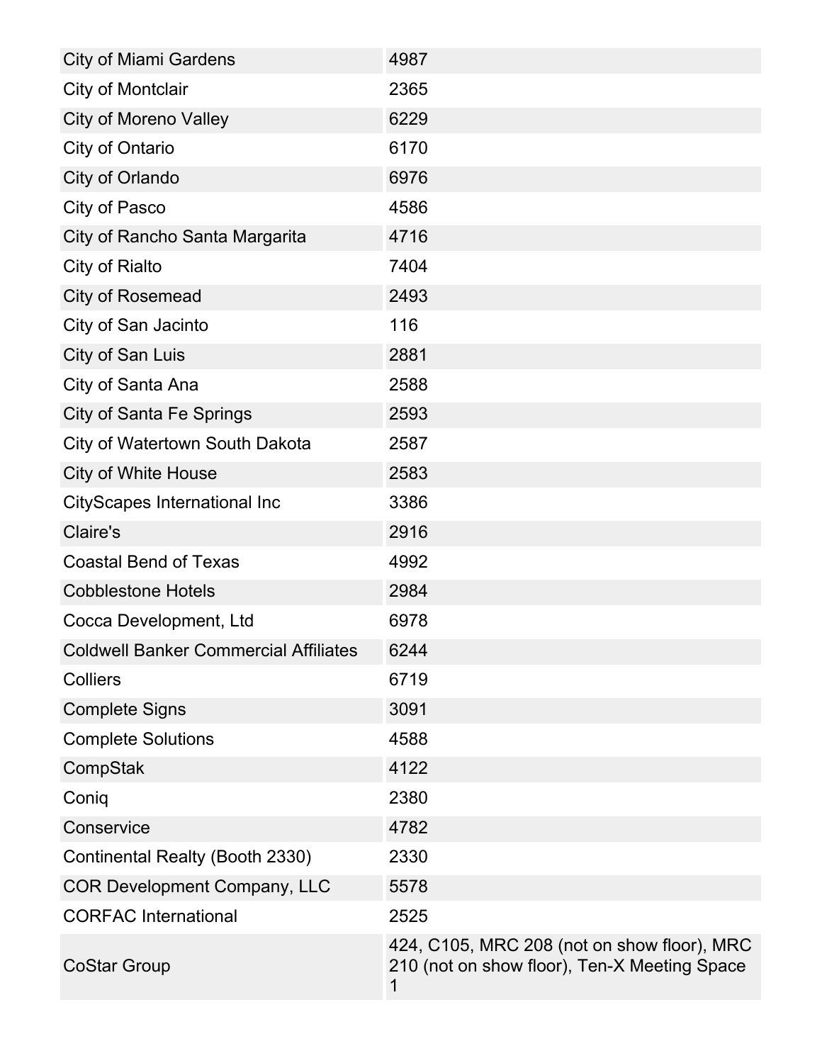| | |
|---|---|
| City of Miami Gardens | 4987 |
| City of Montclair | 2365 |
| City of Moreno Valley | 6229 |
| City of Ontario | 6170 |
| City of Orlando | 6976 |
| City of Pasco | 4586 |
| City of Rancho Santa Margarita | 4716 |
| City of Rialto | 7404 |
| City of Rosemead | 2493 |
| City of San Jacinto | 116 |
| City of San Luis | 2881 |
| City of Santa Ana | 2588 |
| City of Santa Fe Springs | 2593 |
| City of Watertown South Dakota | 2587 |
| City of White House | 2583 |
| CityScapes International Inc | 3386 |
| Claire's | 2916 |
| Coastal Bend of Texas | 4992 |
| Cobblestone Hotels | 2984 |
| Cocca Development, Ltd | 6978 |
| Coldwell Banker Commercial Affiliates | 6244 |
| Colliers | 6719 |
| Complete Signs | 3091 |
| Complete Solutions | 4588 |
| CompStak | 4122 |
| Coniq | 2380 |
| Conservice | 4782 |
| Continental Realty (Booth 2330) | 2330 |
| COR Development Company, LLC | 5578 |
| CORFAC International | 2525 |
| CoStar Group | 424, C105, MRC 208 (not on show floor), MRC 210 (not on show floor), Ten-X Meeting Space 1 |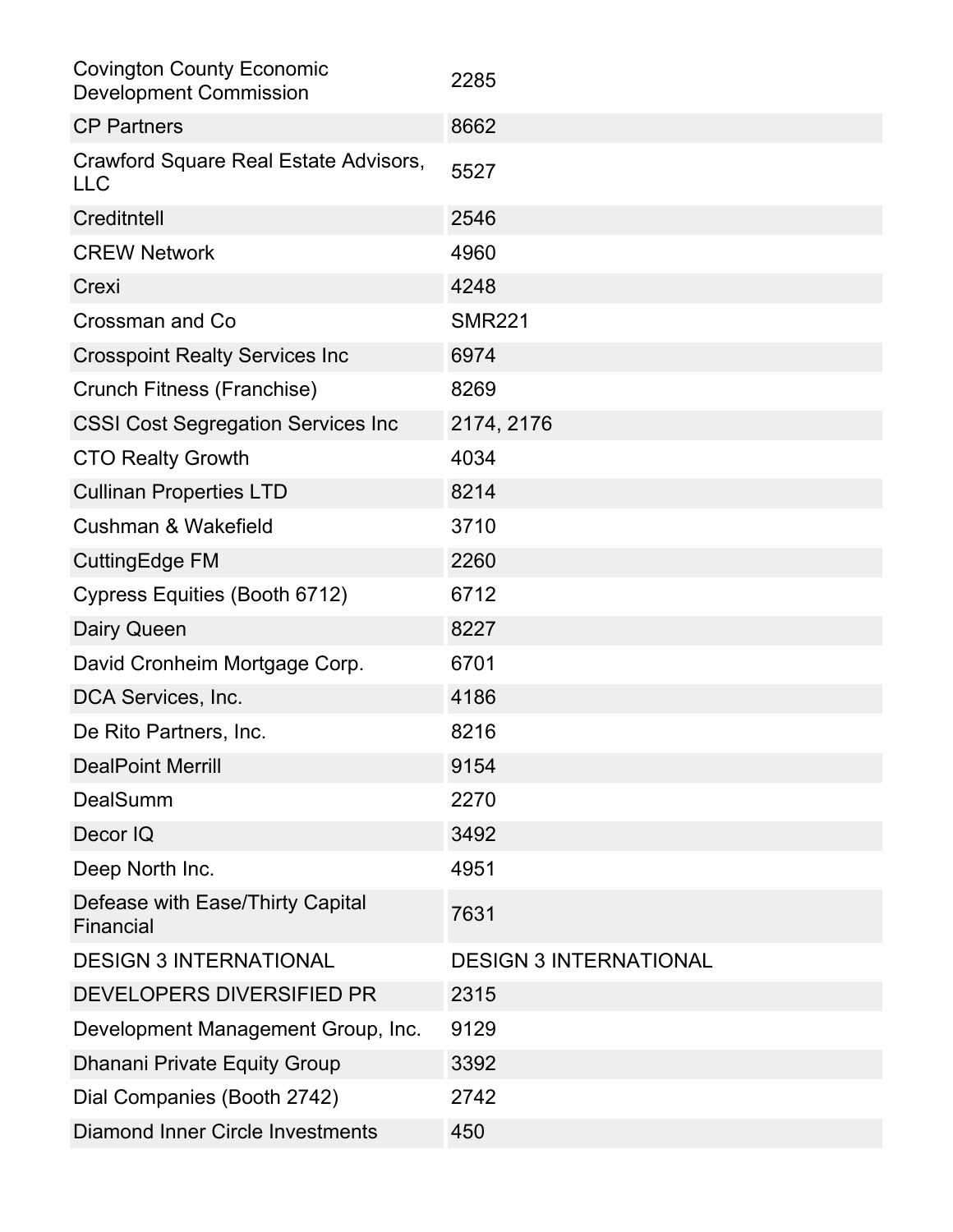| Covington County Economic Development Commission | 2285 |
|---|---|
| CP Partners | 8662 |
| Crawford Square Real Estate Advisors, LLC | 5527 |
| Creditntell | 2546 |
| CREW Network | 4960 |
| Crexi | 4248 |
| Crossman and Co | SMR221 |
| Crosspoint Realty Services Inc | 6974 |
| Crunch Fitness (Franchise) | 8269 |
| CSSI Cost Segregation Services Inc | 2174, 2176 |
| CTO Realty Growth | 4034 |
| Cullinan Properties LTD | 8214 |
| Cushman & Wakefield | 3710 |
| CuttingEdge FM | 2260 |
| Cypress Equities (Booth 6712) | 6712 |
| Dairy Queen | 8227 |
| David Cronheim Mortgage Corp. | 6701 |
| DCA Services, Inc. | 4186 |
| De Rito Partners, Inc. | 8216 |
| DealPoint Merrill | 9154 |
| DealSumm | 2270 |
| Decor IQ | 3492 |
| Deep North Inc. | 4951 |
| Defease with Ease/Thirty Capital Financial | 7631 |
| DESIGN 3 INTERNATIONAL | DESIGN 3 INTERNATIONAL |
| DEVELOPERS DIVERSIFIED PR | 2315 |
| Development Management Group, Inc. | 9129 |
| Dhanani Private Equity Group | 3392 |
| Dial Companies (Booth 2742) | 2742 |
| Diamond Inner Circle Investments | 450 |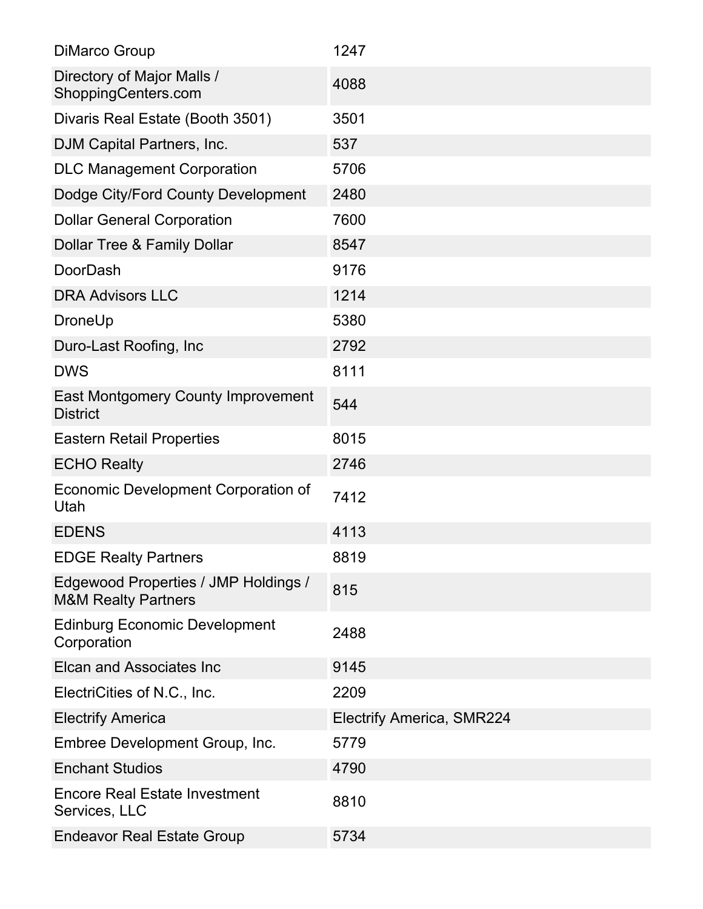| | |
|---|---|
| DiMarco Group | 1247 |
| Directory of Major Malls / ShoppingCenters.com | 4088 |
| Divaris Real Estate (Booth 3501) | 3501 |
| DJM Capital Partners, Inc. | 537 |
| DLC Management Corporation | 5706 |
| Dodge City/Ford County Development | 2480 |
| Dollar General Corporation | 7600 |
| Dollar Tree & Family Dollar | 8547 |
| DoorDash | 9176 |
| DRA Advisors LLC | 1214 |
| DroneUp | 5380 |
| Duro-Last Roofing, Inc | 2792 |
| DWS | 8111 |
| East Montgomery County Improvement District | 544 |
| Eastern Retail Properties | 8015 |
| ECHO Realty | 2746 |
| Economic Development Corporation of Utah | 7412 |
| EDENS | 4113 |
| EDGE Realty Partners | 8819 |
| Edgewood Properties / JMP Holdings / M&M Realty Partners | 815 |
| Edinburg Economic Development Corporation | 2488 |
| Elcan and Associates Inc | 9145 |
| ElectriCities of N.C., Inc. | 2209 |
| Electrify America | Electrify America, SMR224 |
| Embree Development Group, Inc. | 5779 |
| Enchant Studios | 4790 |
| Encore Real Estate Investment Services, LLC | 8810 |
| Endeavor Real Estate Group | 5734 |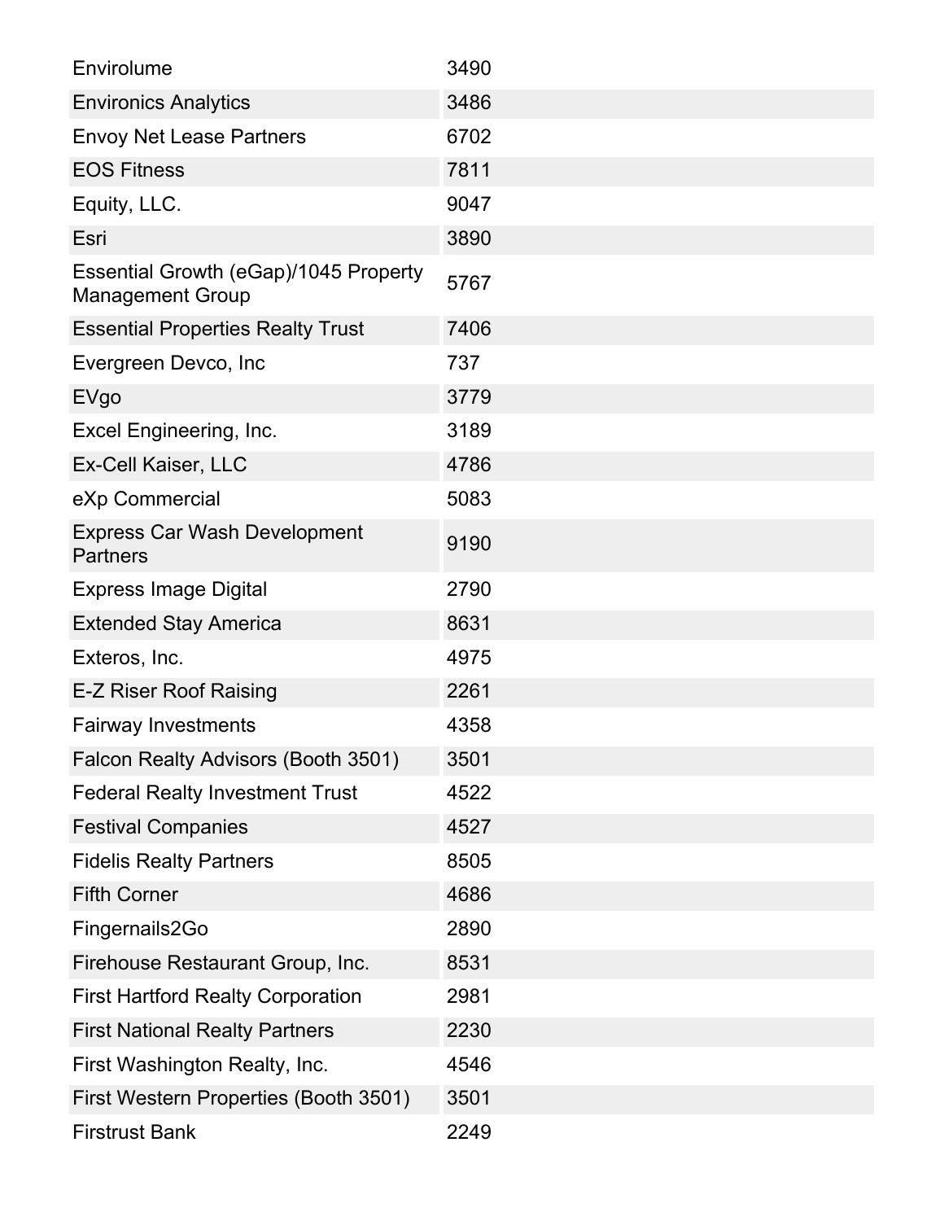| | |
|---|---|
| Envirolume | 3490 |
| Environics Analytics | 3486 |
| Envoy Net Lease Partners | 6702 |
| EOS Fitness | 7811 |
| Equity, LLC. | 9047 |
| Esri | 3890 |
| Essential Growth (eGap)/1045 Property Management Group | 5767 |
| Essential Properties Realty Trust | 7406 |
| Evergreen Devco, Inc | 737 |
| EVgo | 3779 |
| Excel Engineering, Inc. | 3189 |
| Ex-Cell Kaiser, LLC | 4786 |
| eXp Commercial | 5083 |
| Express Car Wash Development Partners | 9190 |
| Express Image Digital | 2790 |
| Extended Stay America | 8631 |
| Exteros, Inc. | 4975 |
| E-Z Riser Roof Raising | 2261 |
| Fairway Investments | 4358 |
| Falcon Realty Advisors (Booth 3501) | 3501 |
| Federal Realty Investment Trust | 4522 |
| Festival Companies | 4527 |
| Fidelis Realty Partners | 8505 |
| Fifth Corner | 4686 |
| Fingernails2Go | 2890 |
| Firehouse Restaurant Group, Inc. | 8531 |
| First Hartford Realty Corporation | 2981 |
| First National Realty Partners | 2230 |
| First Washington Realty, Inc. | 4546 |
| First Western Properties (Booth 3501) | 3501 |
| Firstrust Bank | 2249 |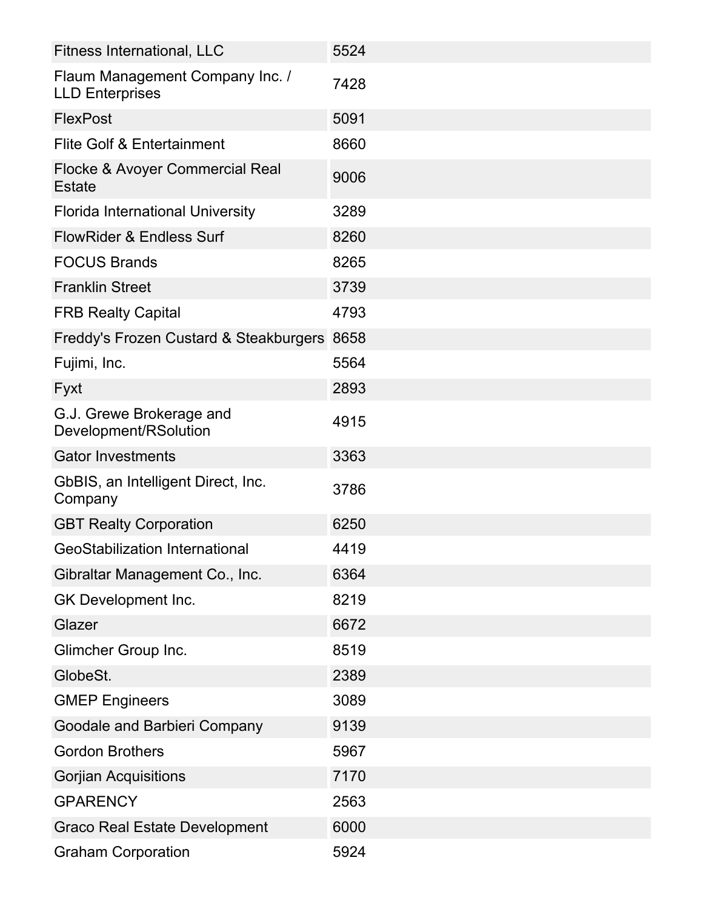| | |
|---|---|
| Fitness International, LLC | 5524 |
| Flaum Management Company Inc. / LLD Enterprises | 7428 |
| FlexPost | 5091 |
| Flite Golf & Entertainment | 8660 |
| Flocke & Avoyer Commercial Real Estate | 9006 |
| Florida International University | 3289 |
| FlowRider & Endless Surf | 8260 |
| FOCUS Brands | 8265 |
| Franklin Street | 3739 |
| FRB Realty Capital | 4793 |
| Freddy's Frozen Custard & Steakburgers | 8658 |
| Fujimi, Inc. | 5564 |
| Fyxt | 2893 |
| G.J. Grewe Brokerage and Development/RSolution | 4915 |
| Gator Investments | 3363 |
| GbBIS, an Intelligent Direct, Inc. Company | 3786 |
| GBT Realty Corporation | 6250 |
| GeoStabilization International | 4419 |
| Gibraltar Management Co., Inc. | 6364 |
| GK Development Inc. | 8219 |
| Glazer | 6672 |
| Glimcher Group Inc. | 8519 |
| GlobeSt. | 2389 |
| GMEP Engineers | 3089 |
| Goodale and Barbieri Company | 9139 |
| Gordon Brothers | 5967 |
| Gorjian Acquisitions | 7170 |
| GPARENCY | 2563 |
| Graco Real Estate Development | 6000 |
| Graham Corporation | 5924 |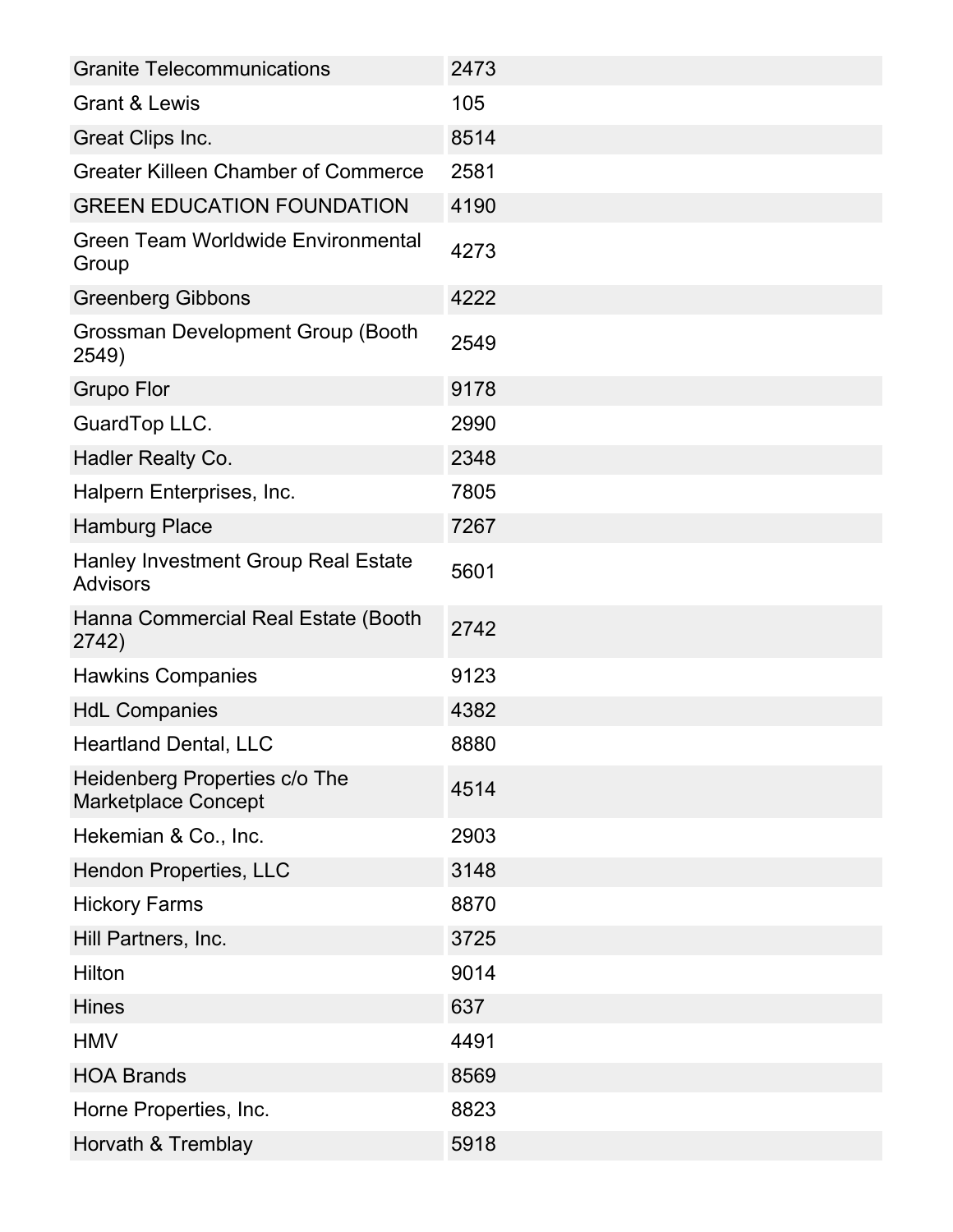| | |
|---|---|
| Granite Telecommunications | 2473 |
| Grant & Lewis | 105 |
| Great Clips Inc. | 8514 |
| Greater Killeen Chamber of Commerce | 2581 |
| GREEN EDUCATION FOUNDATION | 4190 |
| Green Team Worldwide Environmental Group | 4273 |
| Greenberg Gibbons | 4222 |
| Grossman Development Group (Booth 2549) | 2549 |
| Grupo Flor | 9178 |
| GuardTop LLC. | 2990 |
| Hadler Realty Co. | 2348 |
| Halpern Enterprises, Inc. | 7805 |
| Hamburg Place | 7267 |
| Hanley Investment Group Real Estate Advisors | 5601 |
| Hanna Commercial Real Estate (Booth 2742) | 2742 |
| Hawkins Companies | 9123 |
| HdL Companies | 4382 |
| Heartland Dental, LLC | 8880 |
| Heidenberg Properties c/o The Marketplace Concept | 4514 |
| Hekemian & Co., Inc. | 2903 |
| Hendon Properties, LLC | 3148 |
| Hickory Farms | 8870 |
| Hill Partners, Inc. | 3725 |
| Hilton | 9014 |
| Hines | 637 |
| HMV | 4491 |
| HOA Brands | 8569 |
| Horne Properties, Inc. | 8823 |
| Horvath & Tremblay | 5918 |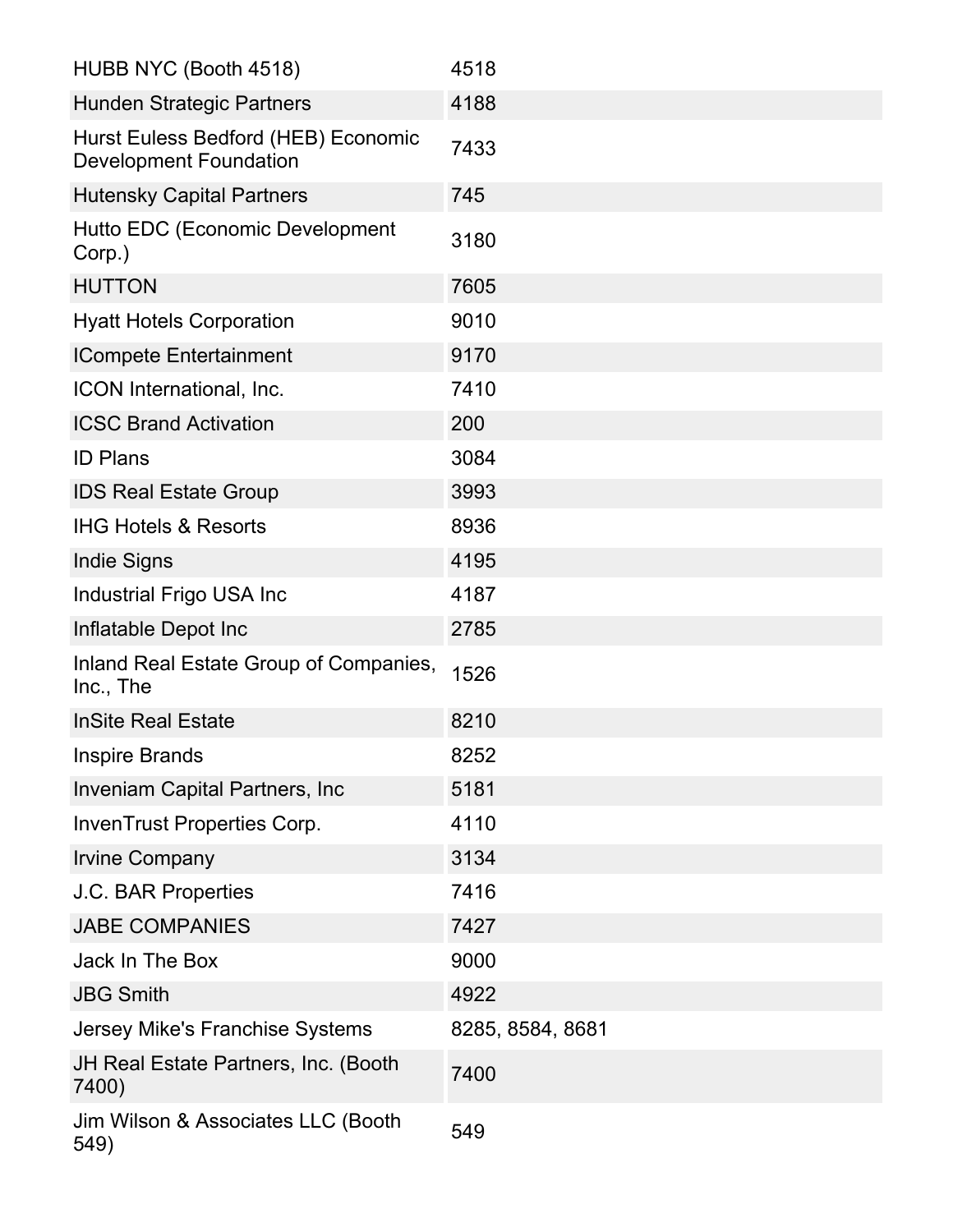| | |
|---|---|
| HUBB NYC (Booth 4518) | 4518 |
| Hunden Strategic Partners | 4188 |
| Hurst Euless Bedford (HEB) Economic Development Foundation | 7433 |
| Hutensky Capital Partners | 745 |
| Hutto EDC (Economic Development Corp.) | 3180 |
| HUTTON | 7605 |
| Hyatt Hotels Corporation | 9010 |
| ICompete Entertainment | 9170 |
| ICON International, Inc. | 7410 |
| ICSC Brand Activation | 200 |
| ID Plans | 3084 |
| IDS Real Estate Group | 3993 |
| IHG Hotels & Resorts | 8936 |
| Indie Signs | 4195 |
| Industrial Frigo USA Inc | 4187 |
| Inflatable Depot Inc | 2785 |
| Inland Real Estate Group of Companies, Inc., The | 1526 |
| InSite Real Estate | 8210 |
| Inspire Brands | 8252 |
| Inveniam Capital Partners, Inc | 5181 |
| InvenTrust Properties Corp. | 4110 |
| Irvine Company | 3134 |
| J.C. BAR Properties | 7416 |
| JABE COMPANIES | 7427 |
| Jack In The Box | 9000 |
| JBG Smith | 4922 |
| Jersey Mike's Franchise Systems | 8285, 8584, 8681 |
| JH Real Estate Partners, Inc. (Booth 7400) | 7400 |
| Jim Wilson & Associates LLC (Booth 549) | 549 |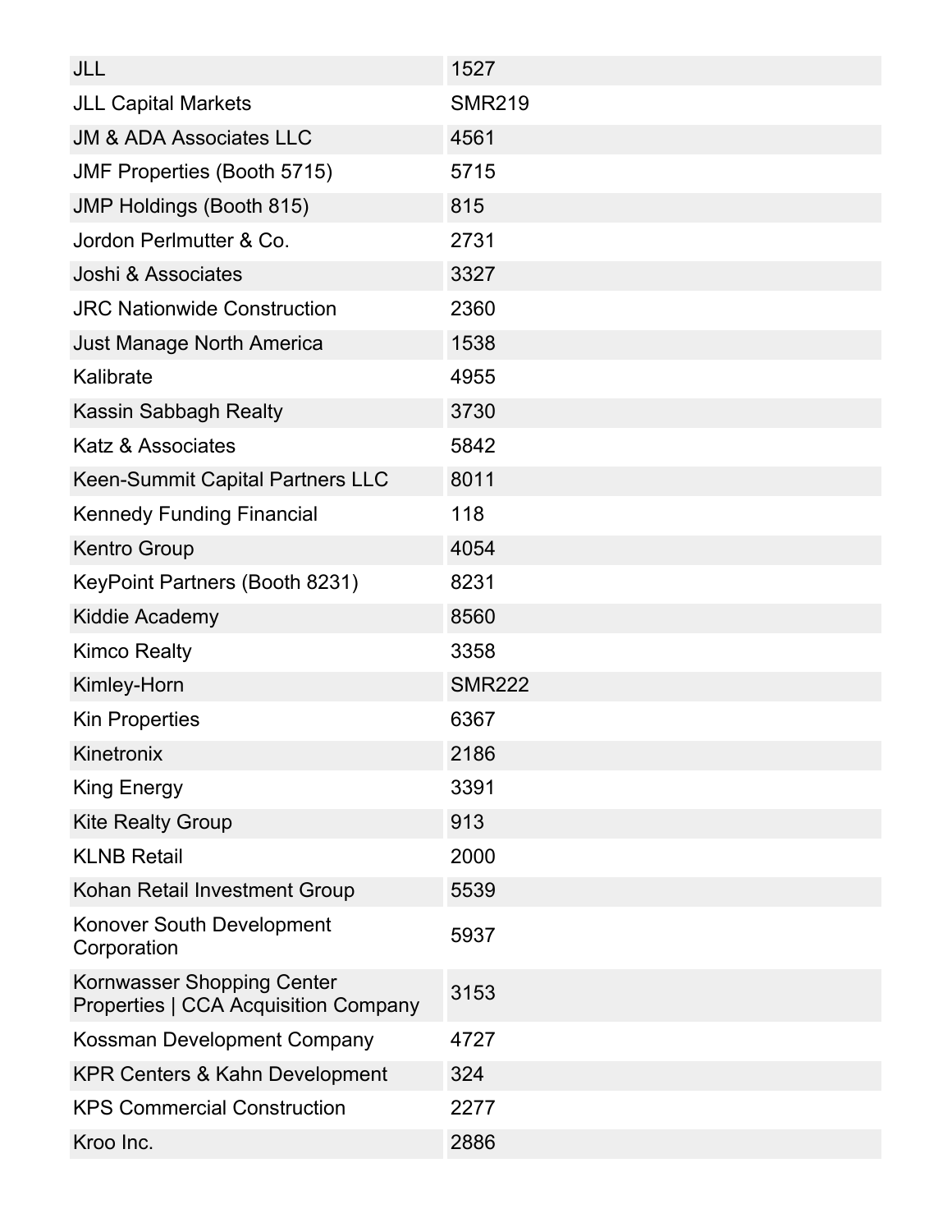| | |
|---|---|
| JLL | 1527 |
| JLL Capital Markets | SMR219 |
| JM & ADA Associates LLC | 4561 |
| JMF Properties (Booth 5715) | 5715 |
| JMP Holdings (Booth 815) | 815 |
| Jordon Perlmutter & Co. | 2731 |
| Joshi & Associates | 3327 |
| JRC Nationwide Construction | 2360 |
| Just Manage North America | 1538 |
| Kalibrate | 4955 |
| Kassin Sabbagh Realty | 3730 |
| Katz & Associates | 5842 |
| Keen-Summit Capital Partners LLC | 8011 |
| Kennedy Funding Financial | 118 |
| Kentro Group | 4054 |
| KeyPoint Partners (Booth 8231) | 8231 |
| Kiddie Academy | 8560 |
| Kimco Realty | 3358 |
| Kimley-Horn | SMR222 |
| Kin Properties | 6367 |
| Kinetronix | 2186 |
| King Energy | 3391 |
| Kite Realty Group | 913 |
| KLNB Retail | 2000 |
| Kohan Retail Investment Group | 5539 |
| Konover South Development Corporation | 5937 |
| Kornwasser Shopping Center Properties \| CCA Acquisition Company | 3153 |
| Kossman Development Company | 4727 |
| KPR Centers & Kahn Development | 324 |
| KPS Commercial Construction | 2277 |
| Kroo Inc. | 2886 |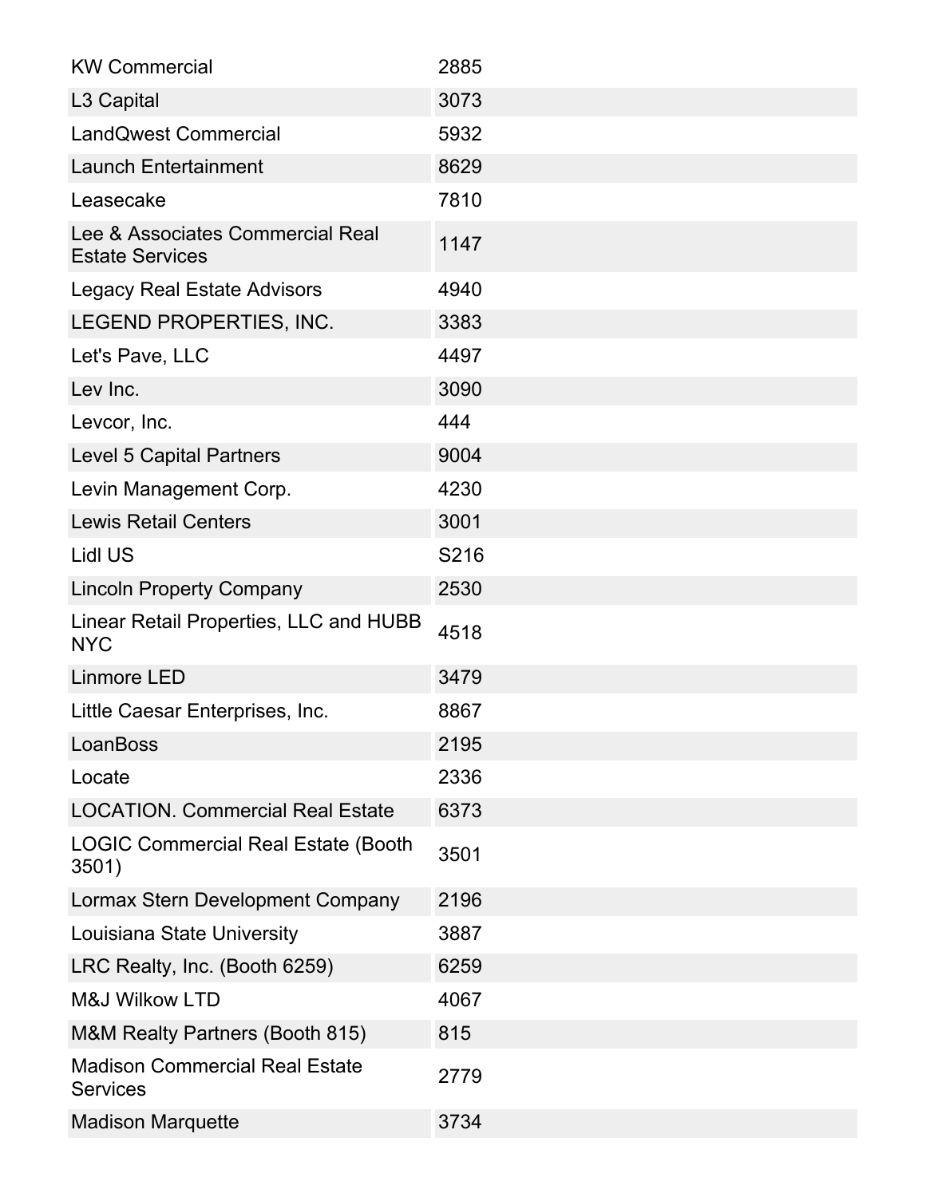| KW Commercial | 2885 |
|---|---|
| L3 Capital | 3073 |
| LandQwest Commercial | 5932 |
| Launch Entertainment | 8629 |
| Leasecake | 7810 |
| Lee & Associates Commercial Real Estate Services | 1147 |
| Legacy Real Estate Advisors | 4940 |
| LEGEND PROPERTIES, INC. | 3383 |
| Let's Pave, LLC | 4497 |
| Lev Inc. | 3090 |
| Levcor, Inc. | 444 |
| Level 5 Capital Partners | 9004 |
| Levin Management Corp. | 4230 |
| Lewis Retail Centers | 3001 |
| Lidl US | S216 |
| Lincoln Property Company | 2530 |
| Linear Retail Properties, LLC and HUBB NYC | 4518 |
| Linmore LED | 3479 |
| Little Caesar Enterprises, Inc. | 8867 |
| LoanBoss | 2195 |
| Locate | 2336 |
| LOCATION. Commercial Real Estate | 6373 |
| LOGIC Commercial Real Estate (Booth 3501) | 3501 |
| Lormax Stern Development Company | 2196 |
| Louisiana State University | 3887 |
| LRC Realty, Inc. (Booth 6259) | 6259 |
| M&J Wilkow LTD | 4067 |
| M&M Realty Partners (Booth 815) | 815 |
| Madison Commercial Real Estate Services | 2779 |
| Madison Marquette | 3734 |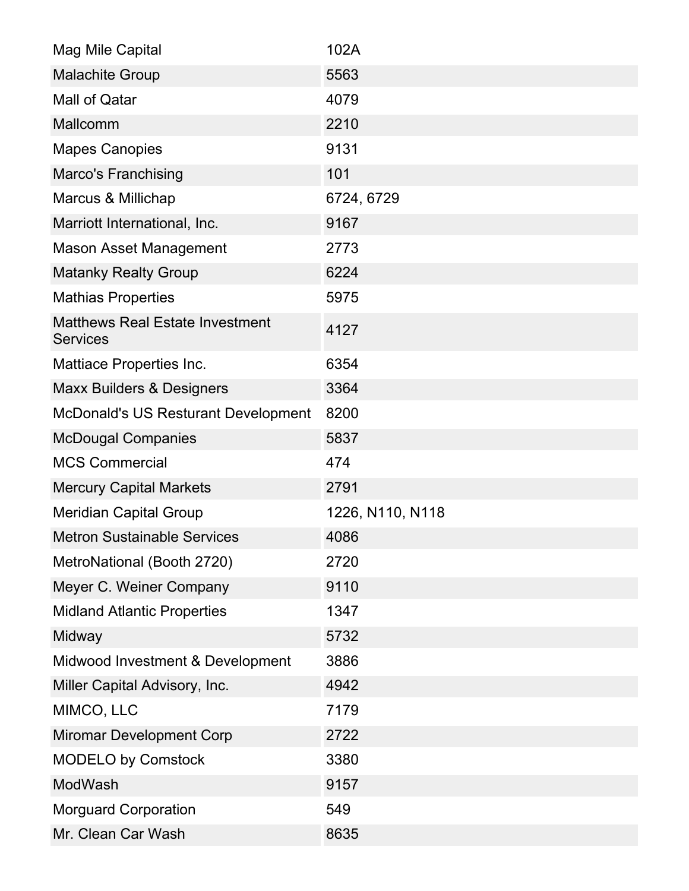| | |
|---|---|
| Mag Mile Capital | 102A |
| Malachite Group | 5563 |
| Mall of Qatar | 4079 |
| Mallcomm | 2210 |
| Mapes Canopies | 9131 |
| Marco's Franchising | 101 |
| Marcus & Millichap | 6724, 6729 |
| Marriott International, Inc. | 9167 |
| Mason Asset Management | 2773 |
| Matanky Realty Group | 6224 |
| Mathias Properties | 5975 |
| Matthews Real Estate Investment Services | 4127 |
| Mattiace Properties Inc. | 6354 |
| Maxx Builders & Designers | 3364 |
| McDonald's US Resturant Development | 8200 |
| McDougal Companies | 5837 |
| MCS Commercial | 474 |
| Mercury Capital Markets | 2791 |
| Meridian Capital Group | 1226, N110, N118 |
| Metron Sustainable Services | 4086 |
| MetroNational (Booth 2720) | 2720 |
| Meyer C. Weiner Company | 9110 |
| Midland Atlantic Properties | 1347 |
| Midway | 5732 |
| Midwood Investment & Development | 3886 |
| Miller Capital Advisory, Inc. | 4942 |
| MIMCO, LLC | 7179 |
| Miromar Development Corp | 2722 |
| MODELO by Comstock | 3380 |
| ModWash | 9157 |
| Morguard Corporation | 549 |
| Mr. Clean Car Wash | 8635 |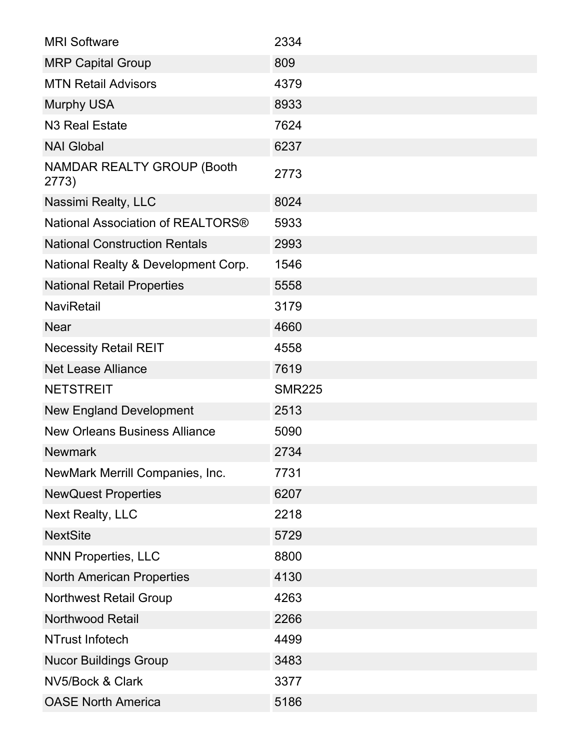| | |
|---|---|
| MRI Software | 2334 |
| MRP Capital Group | 809 |
| MTN Retail Advisors | 4379 |
| Murphy USA | 8933 |
| N3 Real Estate | 7624 |
| NAI Global | 6237 |
| NAMDAR REALTY GROUP (Booth 2773) | 2773 |
| Nassimi Realty, LLC | 8024 |
| National Association of REALTORS® | 5933 |
| National Construction Rentals | 2993 |
| National Realty & Development Corp. | 1546 |
| National Retail Properties | 5558 |
| NaviRetail | 3179 |
| Near | 4660 |
| Necessity Retail REIT | 4558 |
| Net Lease Alliance | 7619 |
| NETSTREIT | SMR225 |
| New England Development | 2513 |
| New Orleans Business Alliance | 5090 |
| Newmark | 2734 |
| NewMark Merrill Companies, Inc. | 7731 |
| NewQuest Properties | 6207 |
| Next Realty, LLC | 2218 |
| NextSite | 5729 |
| NNN Properties, LLC | 8800 |
| North American Properties | 4130 |
| Northwest Retail Group | 4263 |
| Northwood Retail | 2266 |
| NTrust Infotech | 4499 |
| Nucor Buildings Group | 3483 |
| NV5/Bock & Clark | 3377 |
| OASE North America | 5186 |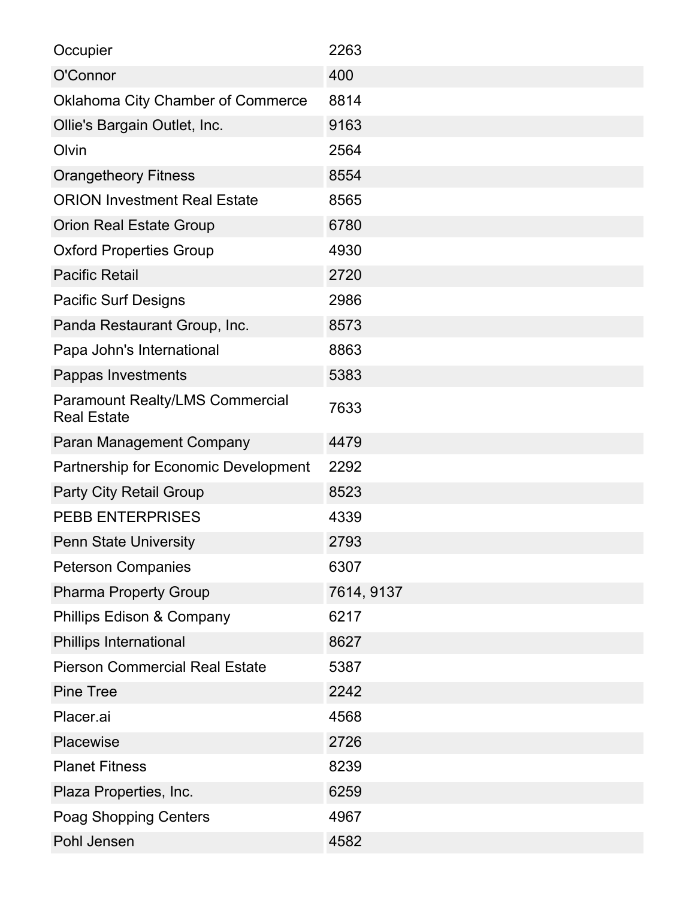| | |
|---|---|
| Occupier | 2263 |
| O'Connor | 400 |
| Oklahoma City Chamber of Commerce | 8814 |
| Ollie's Bargain Outlet, Inc. | 9163 |
| Olvin | 2564 |
| Orangetheory Fitness | 8554 |
| ORION Investment Real Estate | 8565 |
| Orion Real Estate Group | 6780 |
| Oxford Properties Group | 4930 |
| Pacific Retail | 2720 |
| Pacific Surf Designs | 2986 |
| Panda Restaurant Group, Inc. | 8573 |
| Papa John's International | 8863 |
| Pappas Investments | 5383 |
| Paramount Realty/LMS Commercial Real Estate | 7633 |
| Paran Management Company | 4479 |
| Partnership for Economic Development | 2292 |
| Party City Retail Group | 8523 |
| PEBB ENTERPRISES | 4339 |
| Penn State University | 2793 |
| Peterson Companies | 6307 |
| Pharma Property Group | 7614, 9137 |
| Phillips Edison & Company | 6217 |
| Phillips International | 8627 |
| Pierson Commercial Real Estate | 5387 |
| Pine Tree | 2242 |
| Placer.ai | 4568 |
| Placewise | 2726 |
| Planet Fitness | 8239 |
| Plaza Properties, Inc. | 6259 |
| Poag Shopping Centers | 4967 |
| Pohl Jensen | 4582 |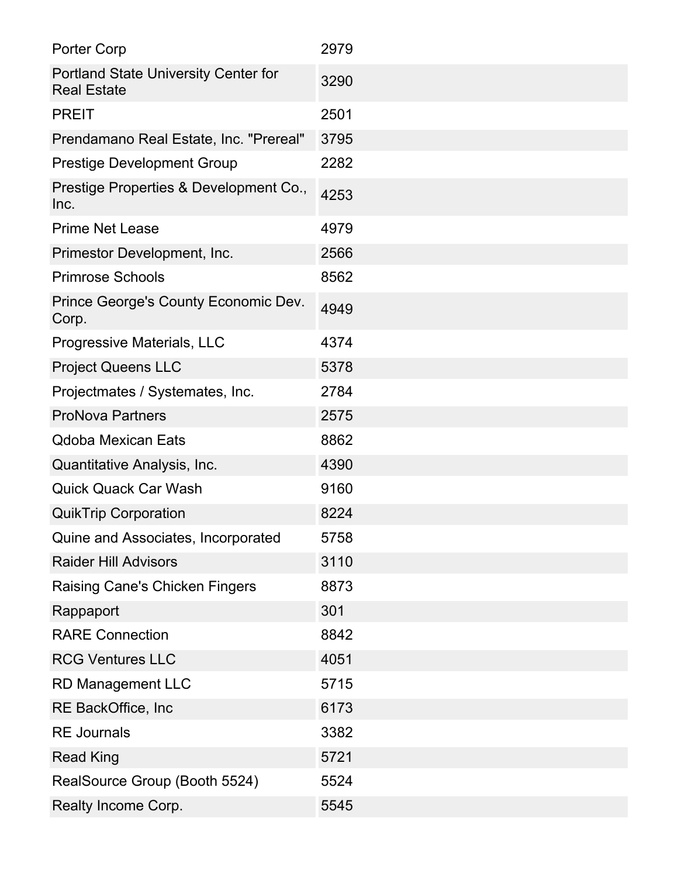| | |
|---|---|
| Porter Corp | 2979 |
| Portland State University Center for Real Estate | 3290 |
| PREIT | 2501 |
| Prendamano Real Estate, Inc. "Prereal" | 3795 |
| Prestige Development Group | 2282 |
| Prestige Properties & Development Co., Inc. | 4253 |
| Prime Net Lease | 4979 |
| Primestor Development, Inc. | 2566 |
| Primrose Schools | 8562 |
| Prince George's County Economic Dev. Corp. | 4949 |
| Progressive Materials, LLC | 4374 |
| Project Queens LLC | 5378 |
| Projectmates / Systemates, Inc. | 2784 |
| ProNova Partners | 2575 |
| Qdoba Mexican Eats | 8862 |
| Quantitative Analysis, Inc. | 4390 |
| Quick Quack Car Wash | 9160 |
| QuikTrip Corporation | 8224 |
| Quine and Associates, Incorporated | 5758 |
| Raider Hill Advisors | 3110 |
| Raising Cane's Chicken Fingers | 8873 |
| Rappaport | 301 |
| RARE Connection | 8842 |
| RCG Ventures LLC | 4051 |
| RD Management LLC | 5715 |
| RE BackOffice, Inc | 6173 |
| RE Journals | 3382 |
| Read King | 5721 |
| RealSource Group (Booth 5524) | 5524 |
| Realty Income Corp. | 5545 |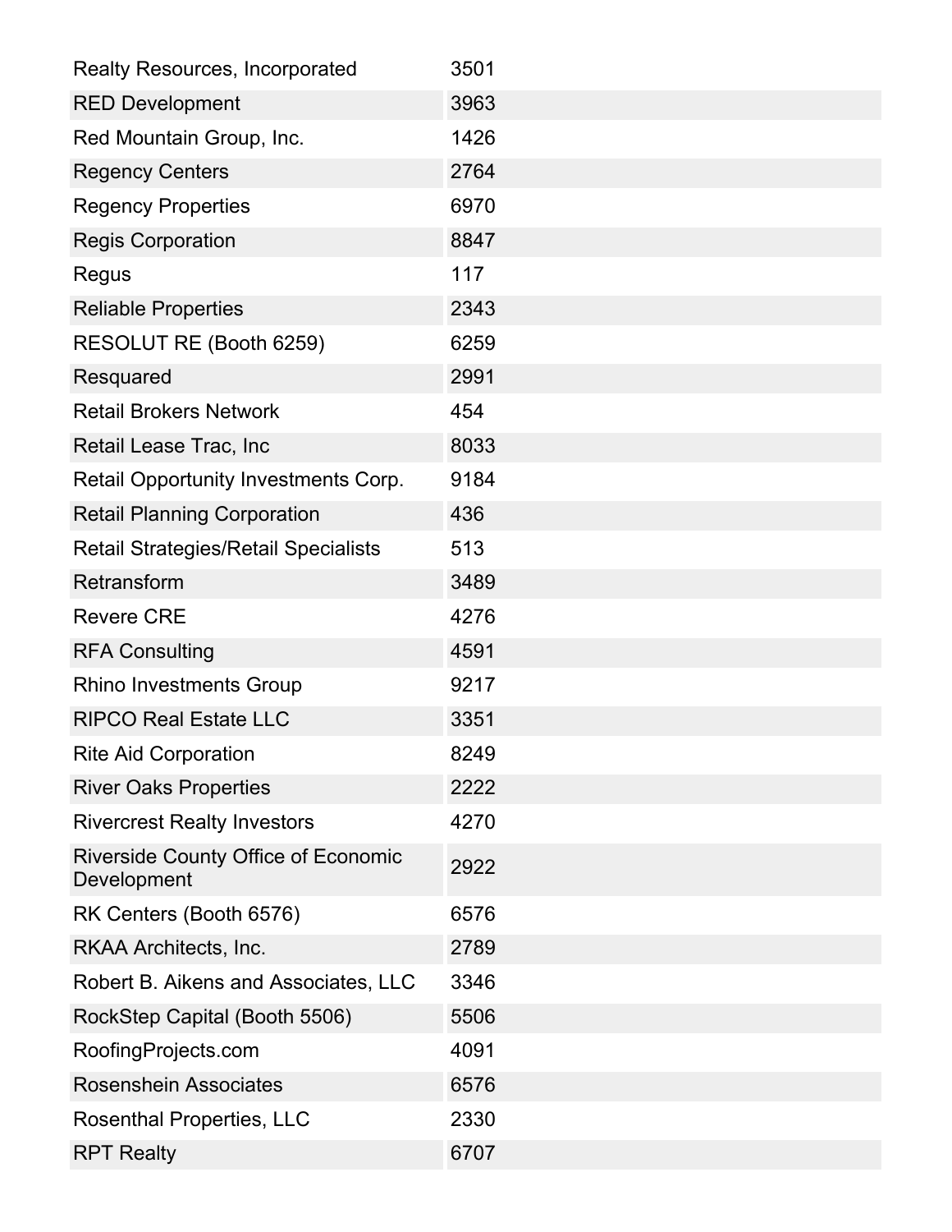| Realty Resources, Incorporated | 3501 |
|---|---|
| RED Development | 3963 |
| Red Mountain Group, Inc. | 1426 |
| Regency Centers | 2764 |
| Regency Properties | 6970 |
| Regis Corporation | 8847 |
| Regus | 117 |
| Reliable Properties | 2343 |
| RESOLUT RE (Booth 6259) | 6259 |
| Resquared | 2991 |
| Retail Brokers Network | 454 |
| Retail Lease Trac, Inc | 8033 |
| Retail Opportunity Investments Corp. | 9184 |
| Retail Planning Corporation | 436 |
| Retail Strategies/Retail Specialists | 513 |
| Retransform | 3489 |
| Revere CRE | 4276 |
| RFA Consulting | 4591 |
| Rhino Investments Group | 9217 |
| RIPCO Real Estate LLC | 3351 |
| Rite Aid Corporation | 8249 |
| River Oaks Properties | 2222 |
| Rivercrest Realty Investors | 4270 |
| Riverside County Office of Economic Development | 2922 |
| RK Centers (Booth 6576) | 6576 |
| RKAA Architects, Inc. | 2789 |
| Robert B. Aikens and Associates, LLC | 3346 |
| RockStep Capital (Booth 5506) | 5506 |
| RoofingProjects.com | 4091 |
| Rosenshein Associates | 6576 |
| Rosenthal Properties, LLC | 2330 |
| RPT Realty | 6707 |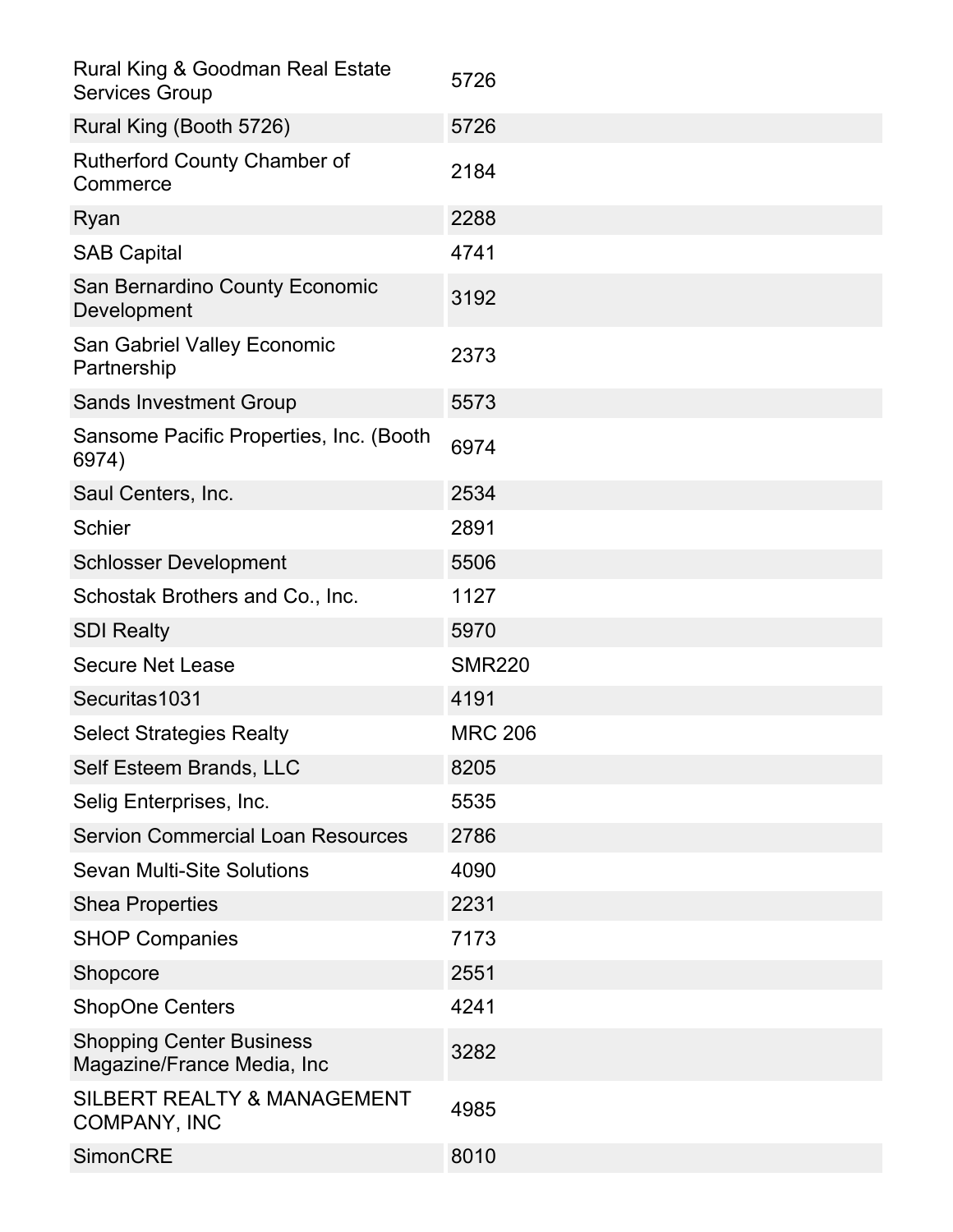| | |
|---|---|
| Rural King & Goodman Real Estate Services Group | 5726 |
| Rural King (Booth 5726) | 5726 |
| Rutherford County Chamber of Commerce | 2184 |
| Ryan | 2288 |
| SAB Capital | 4741 |
| San Bernardino County Economic Development | 3192 |
| San Gabriel Valley Economic Partnership | 2373 |
| Sands Investment Group | 5573 |
| Sansome Pacific Properties, Inc. (Booth 6974) | 6974 |
| Saul Centers, Inc. | 2534 |
| Schier | 2891 |
| Schlosser Development | 5506 |
| Schostak Brothers and Co., Inc. | 1127 |
| SDI Realty | 5970 |
| Secure Net Lease | SMR220 |
| Securitas1031 | 4191 |
| Select Strategies Realty | MRC 206 |
| Self Esteem Brands, LLC | 8205 |
| Selig Enterprises, Inc. | 5535 |
| Servion Commercial Loan Resources | 2786 |
| Sevan Multi-Site Solutions | 4090 |
| Shea Properties | 2231 |
| SHOP Companies | 7173 |
| Shopcore | 2551 |
| ShopOne Centers | 4241 |
| Shopping Center Business Magazine/France Media, Inc | 3282 |
| SILBERT REALTY & MANAGEMENT COMPANY, INC | 4985 |
| SimonCRE | 8010 |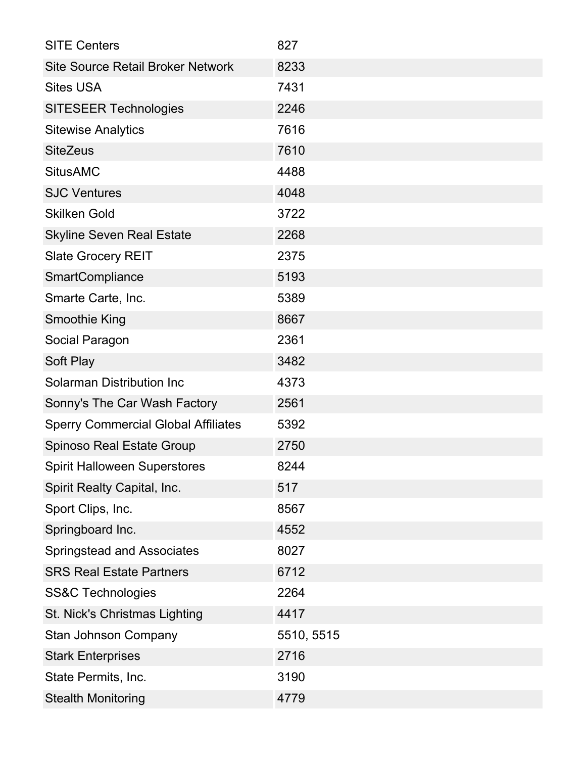| | |
|---|---|
| SITE Centers | 827 |
| Site Source Retail Broker Network | 8233 |
| Sites USA | 7431 |
| SITESEER Technologies | 2246 |
| Sitewise Analytics | 7616 |
| SiteZeus | 7610 |
| SitusAMC | 4488 |
| SJC Ventures | 4048 |
| Skilken Gold | 3722 |
| Skyline Seven Real Estate | 2268 |
| Slate Grocery REIT | 2375 |
| SmartCompliance | 5193 |
| Smarte Carte, Inc. | 5389 |
| Smoothie King | 8667 |
| Social Paragon | 2361 |
| Soft Play | 3482 |
| Solarman Distribution Inc | 4373 |
| Sonny's The Car Wash Factory | 2561 |
| Sperry Commercial Global Affiliates | 5392 |
| Spinoso Real Estate Group | 2750 |
| Spirit Halloween Superstores | 8244 |
| Spirit Realty Capital, Inc. | 517 |
| Sport Clips, Inc. | 8567 |
| Springboard Inc. | 4552 |
| Springstead and Associates | 8027 |
| SRS Real Estate Partners | 6712 |
| SS&C Technologies | 2264 |
| St. Nick's Christmas Lighting | 4417 |
| Stan Johnson Company | 5510, 5515 |
| Stark Enterprises | 2716 |
| State Permits, Inc. | 3190 |
| Stealth Monitoring | 4779 |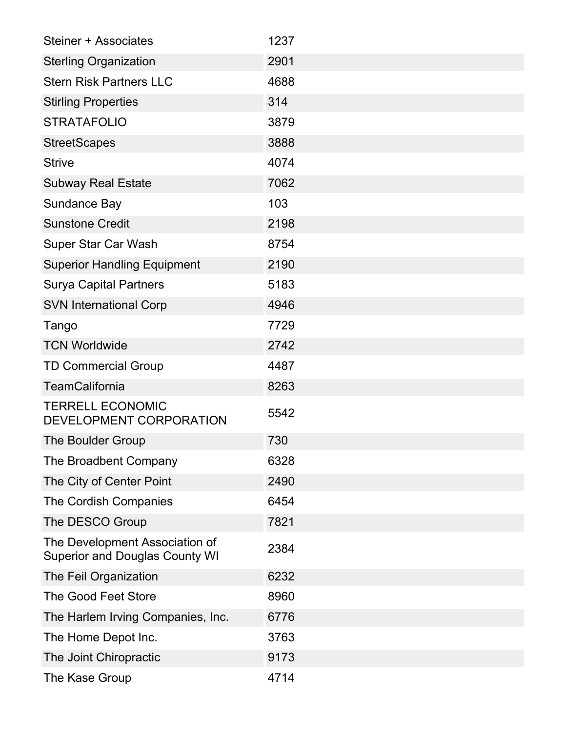| | |
|---|---|
| Steiner + Associates | 1237 |
| Sterling Organization | 2901 |
| Stern Risk Partners LLC | 4688 |
| Stirling Properties | 314 |
| STRATAFOLIO | 3879 |
| StreetScapes | 3888 |
| Strive | 4074 |
| Subway Real Estate | 7062 |
| Sundance Bay | 103 |
| Sunstone Credit | 2198 |
| Super Star Car Wash | 8754 |
| Superior Handling Equipment | 2190 |
| Surya Capital Partners | 5183 |
| SVN International Corp | 4946 |
| Tango | 7729 |
| TCN Worldwide | 2742 |
| TD Commercial Group | 4487 |
| TeamCalifornia | 8263 |
| TERRELL ECONOMIC DEVELOPMENT CORPORATION | 5542 |
| The Boulder Group | 730 |
| The Broadbent Company | 6328 |
| The City of Center Point | 2490 |
| The Cordish Companies | 6454 |
| The DESCO Group | 7821 |
| The Development Association of Superior and Douglas County WI | 2384 |
| The Feil Organization | 6232 |
| The Good Feet Store | 8960 |
| The Harlem Irving Companies, Inc. | 6776 |
| The Home Depot Inc. | 3763 |
| The Joint Chiropractic | 9173 |
| The Kase Group | 4714 |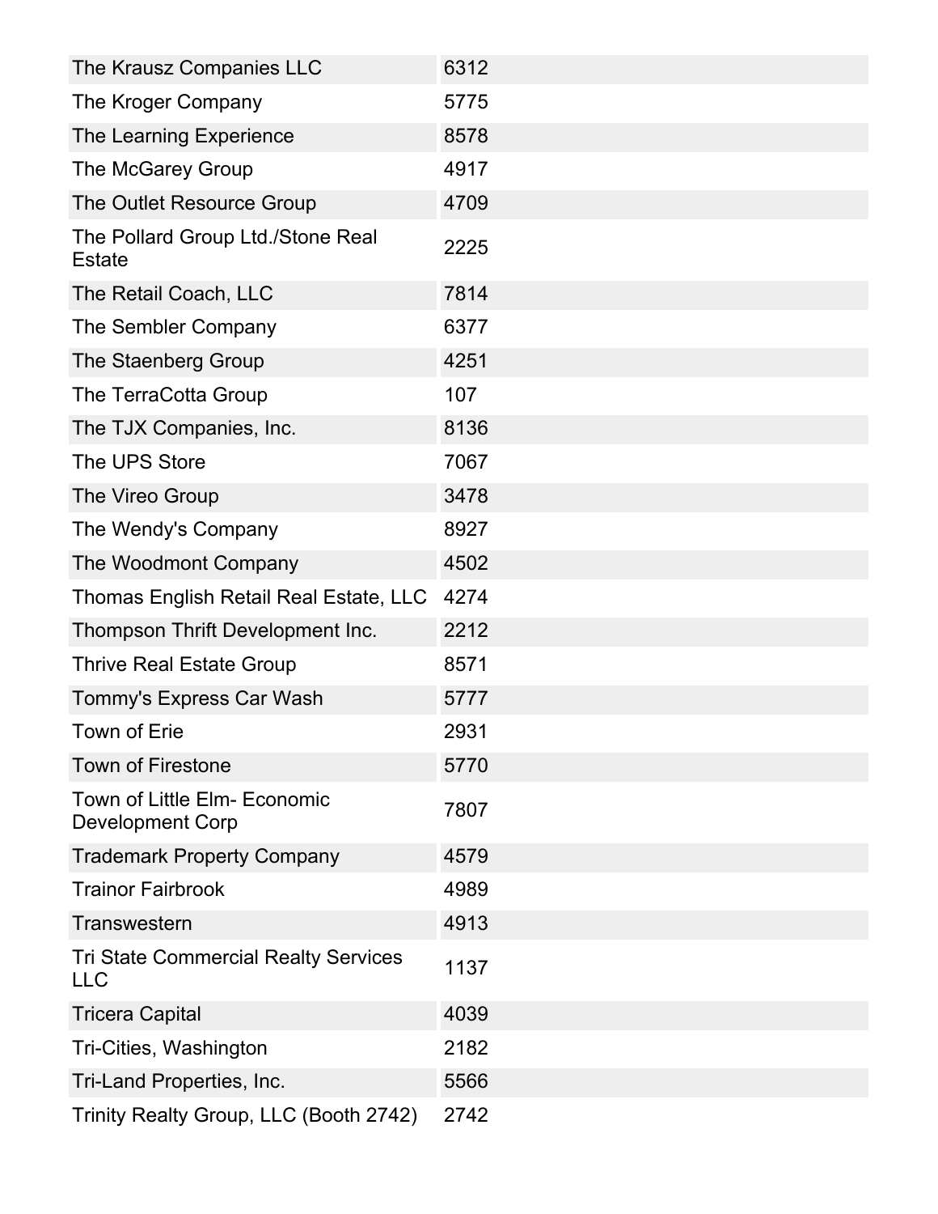| | |
|---|---|
| The Krausz Companies LLC | 6312 |
| The Kroger Company | 5775 |
| The Learning Experience | 8578 |
| The McGarey Group | 4917 |
| The Outlet Resource Group | 4709 |
| The Pollard Group Ltd./Stone Real Estate | 2225 |
| The Retail Coach, LLC | 7814 |
| The Sembler Company | 6377 |
| The Staenberg Group | 4251 |
| The TerraCotta Group | 107 |
| The TJX Companies, Inc. | 8136 |
| The UPS Store | 7067 |
| The Vireo Group | 3478 |
| The Wendy's Company | 8927 |
| The Woodmont Company | 4502 |
| Thomas English Retail Real Estate, LLC | 4274 |
| Thompson Thrift Development Inc. | 2212 |
| Thrive Real Estate Group | 8571 |
| Tommy's Express Car Wash | 5777 |
| Town of Erie | 2931 |
| Town of Firestone | 5770 |
| Town of Little Elm- Economic Development Corp | 7807 |
| Trademark Property Company | 4579 |
| Trainor Fairbrook | 4989 |
| Transwestern | 4913 |
| Tri State Commercial Realty Services LLC | 1137 |
| Tricera Capital | 4039 |
| Tri-Cities, Washington | 2182 |
| Tri-Land Properties, Inc. | 5566 |
| Trinity Realty Group, LLC (Booth 2742) | 2742 |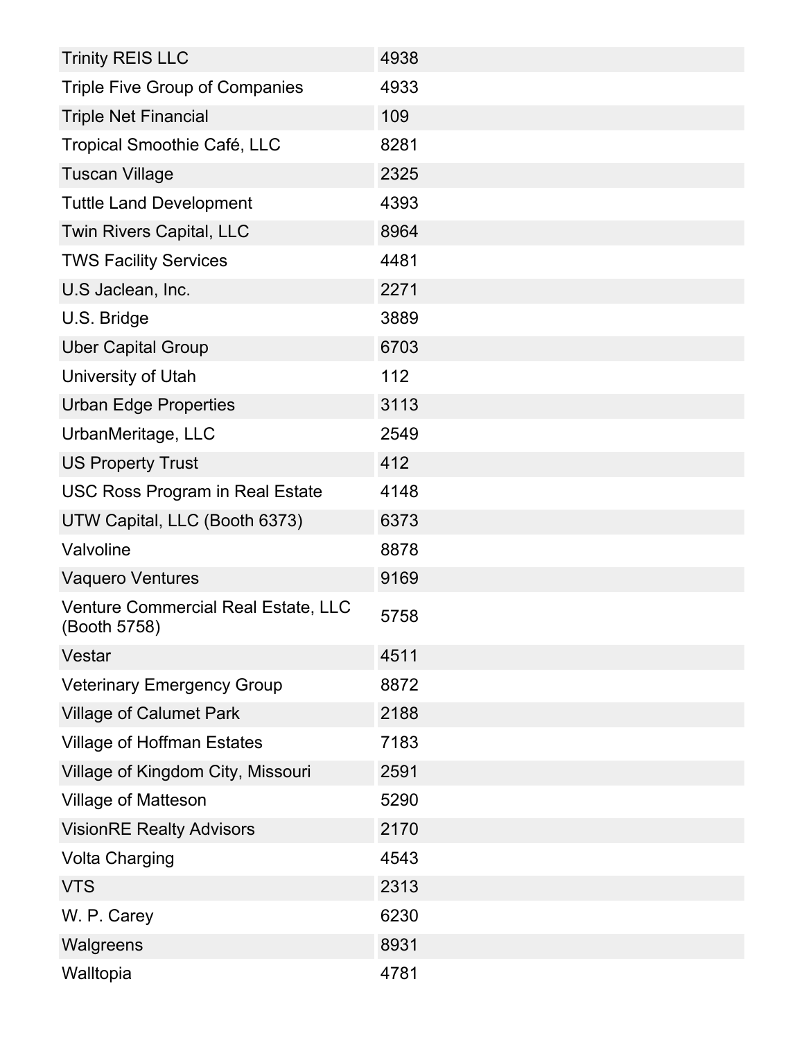| | |
|---|---|
| Trinity REIS LLC | 4938 |
| Triple Five Group of Companies | 4933 |
| Triple Net Financial | 109 |
| Tropical Smoothie Café, LLC | 8281 |
| Tuscan Village | 2325 |
| Tuttle Land Development | 4393 |
| Twin Rivers Capital, LLC | 8964 |
| TWS Facility Services | 4481 |
| U.S Jaclean, Inc. | 2271 |
| U.S. Bridge | 3889 |
| Uber Capital Group | 6703 |
| University of Utah | 112 |
| Urban Edge Properties | 3113 |
| UrbanMeritage, LLC | 2549 |
| US Property Trust | 412 |
| USC Ross Program in Real Estate | 4148 |
| UTW Capital, LLC (Booth 6373) | 6373 |
| Valvoline | 8878 |
| Vaquero Ventures | 9169 |
| Venture Commercial Real Estate, LLC (Booth 5758) | 5758 |
| Vestar | 4511 |
| Veterinary Emergency Group | 8872 |
| Village of Calumet Park | 2188 |
| Village of Hoffman Estates | 7183 |
| Village of Kingdom City, Missouri | 2591 |
| Village of Matteson | 5290 |
| VisionRE Realty Advisors | 2170 |
| Volta Charging | 4543 |
| VTS | 2313 |
| W. P. Carey | 6230 |
| Walgreens | 8931 |
| Walltopia | 4781 |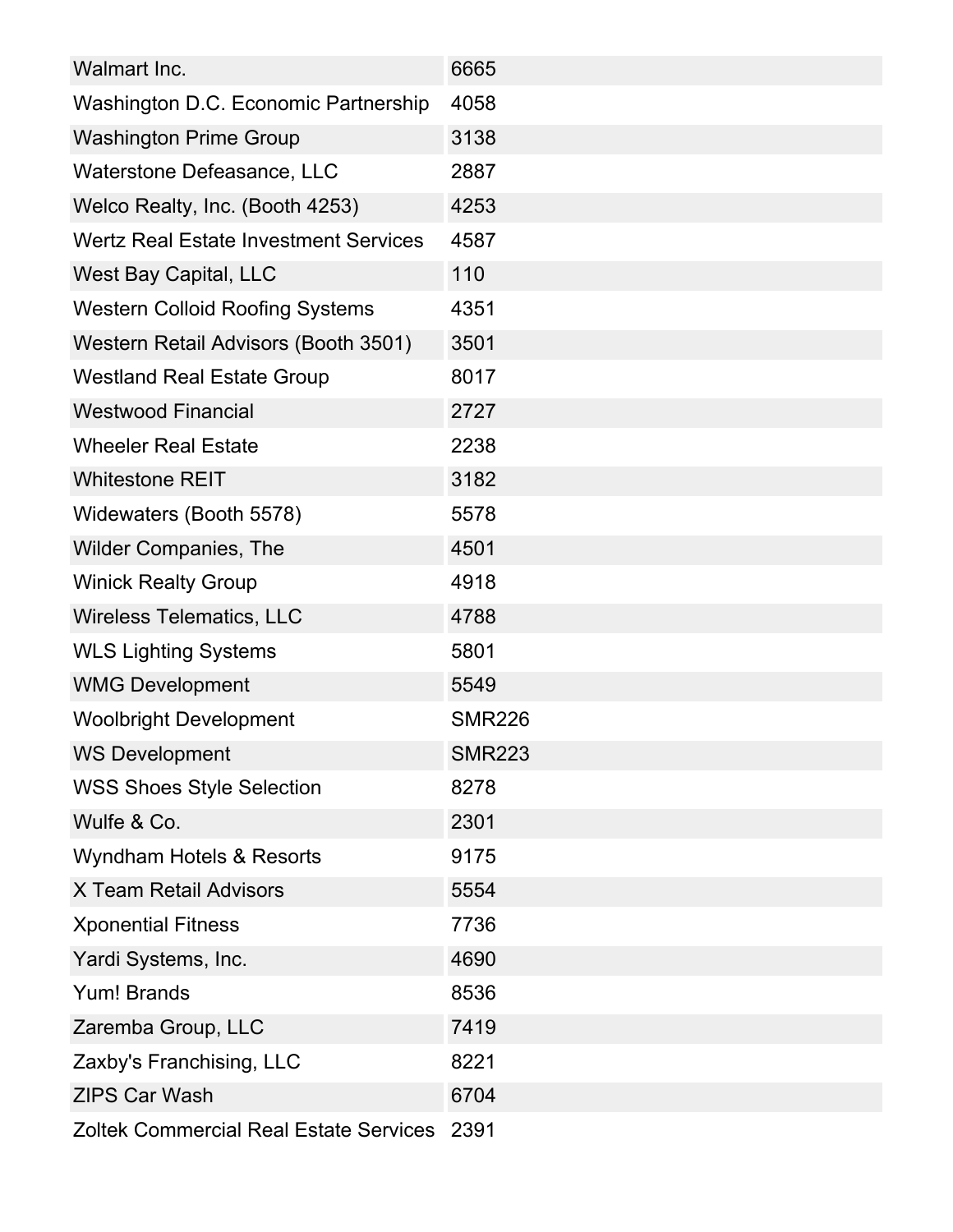| | |
|---|---|
| Walmart Inc. | 6665 |
| Washington D.C. Economic Partnership | 4058 |
| Washington Prime Group | 3138 |
| Waterstone Defeasance, LLC | 2887 |
| Welco Realty, Inc. (Booth 4253) | 4253 |
| Wertz Real Estate Investment Services | 4587 |
| West Bay Capital, LLC | 110 |
| Western Colloid Roofing Systems | 4351 |
| Western Retail Advisors (Booth 3501) | 3501 |
| Westland Real Estate Group | 8017 |
| Westwood Financial | 2727 |
| Wheeler Real Estate | 2238 |
| Whitestone REIT | 3182 |
| Widewaters (Booth 5578) | 5578 |
| Wilder Companies, The | 4501 |
| Winick Realty Group | 4918 |
| Wireless Telematics, LLC | 4788 |
| WLS Lighting Systems | 5801 |
| WMG Development | 5549 |
| Woolbright Development | SMR226 |
| WS Development | SMR223 |
| WSS Shoes Style Selection | 8278 |
| Wulfe & Co. | 2301 |
| Wyndham Hotels & Resorts | 9175 |
| X Team Retail Advisors | 5554 |
| Xponential Fitness | 7736 |
| Yardi Systems, Inc. | 4690 |
| Yum! Brands | 8536 |
| Zaremba Group, LLC | 7419 |
| Zaxby's Franchising, LLC | 8221 |
| ZIPS Car Wash | 6704 |
| Zoltek Commercial Real Estate Services | 2391 |